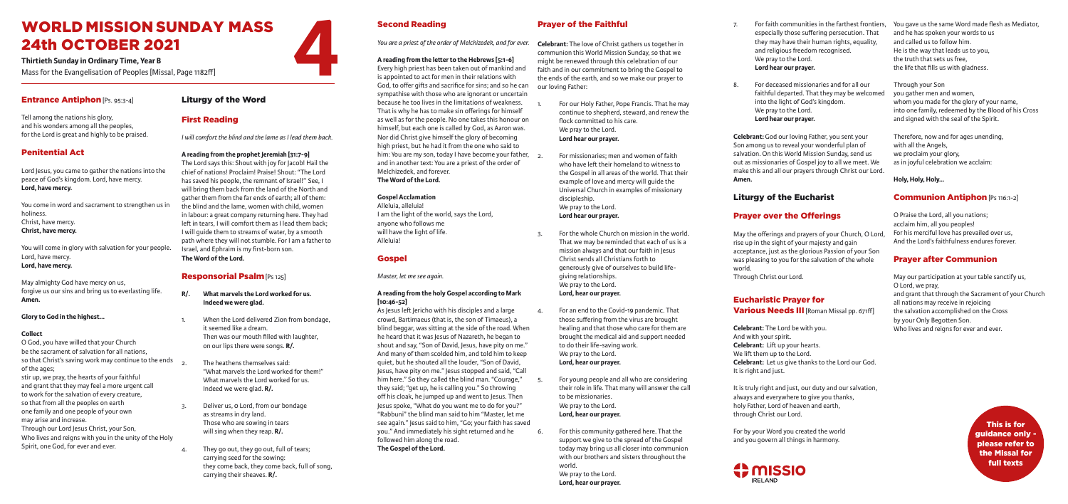# WORLD MISSION SUNDAY MASS 24th OCTOBER 2021

**Thirtieth Sunday in Ordinary Time, Year B**

Mass for the Evangelisation of Peoples [Missal, Page 1182ff]

4

## Entrance Antiphon [Ps. 95:3-4]

Tell among the nations his glory,
and his wonders among all the peoples,
for the Lord is great and highly to be praised.

## Penitential Act

Lord Jesus, you came to gather the nations into the peace of God's kingdom. Lord, have mercy.
**Lord, have mercy.**

You come in word and sacrament to strengthen us in holiness.
Christ, have mercy.
**Christ, have mercy.**

You will come in glory with salvation for your people.
Lord, have mercy.
**Lord, have mercy.**

May almighty God have mercy on us,
forgive us our sins and bring us to everlasting life.
**Amen.**

**Glory to God in the highest…**

**Collect**

O God, you have willed that your Church
be the sacrament of salvation for all nations,
so that Christ's saving work may continue to the ends of the ages;
stir up, we pray, the hearts of your faithful
and grant that they may feel a more urgent call
to work for the salvation of every creature,
so that from all the peoples on earth
one family and one people of your own
may arise and increase.
Through our Lord Jesus Christ, your Son,
Who lives and reigns with you in the unity of the Holy Spirit, one God, for ever and ever.

## Liturgy of the Word

## First Reading

*I will comfort the blind and the lame as I lead them back.*

**A reading from the prophet Jeremiah [31:7-9]**

The Lord says this: Shout with joy for Jacob! Hail the chief of nations! Proclaim! Praise! Shout: "The Lord has saved his people, the remnant of Israel!" See, I will bring them back from the land of the North and gather them from the far ends of earth; all of them: the blind and the lame, women with child, women in labour: a great company returning here. They had left in tears, I will comfort them as I lead them back; I will guide them to streams of water, by a smooth path where they will not stumble. For I am a father to Israel, and Ephraim is my first-born son.
**The Word of the Lord.**

## Responsorial Psalm [Ps 125]

**R/. What marvels the Lord worked for us. Indeed we were glad.**

1. When the Lord delivered Zion from bondage, it seemed like a dream. Then was our mouth filled with laughter, on our lips there were songs. **R/.**
2. The heathens themselves said: "What marvels the Lord worked for them!" What marvels the Lord worked for us. Indeed we were glad. **R/.**
3. Deliver us, O Lord, from our bondage as streams in dry land. Those who are sowing in tears will sing when they reap. **R/.**
4. They go out, they go out, full of tears; carrying seed for the sowing: they come back, they come back, full of song, carrying their sheaves. **R/.**

## Second Reading

*You are a priest of the order of Melchizedek, and for ever.*

**A reading from the letter to the Hebrews [5:1-6]**

Every high priest has been taken out of mankind and is appointed to act for men in their relations with God, to offer gifts and sacrifice for sins; and so he can sympathise with those who are ignorant or uncertain because he too lives in the limitations of weakness. That is why he has to make sin offerings for himself as well as for the people. No one takes this honour on himself, but each one is called by God, as Aaron was. Nor did Christ give himself the glory of becoming high priest, but he had it from the one who said to him: You are my son, today I have become your father, and in another text: You are a priest of the order of Melchizedek, and forever.
**The Word of the Lord.**

**Gospel Acclamation**

Alleluia, alleluia!
I am the light of the world, says the Lord,
anyone who follows me
will have the light of life.
Alleluia!

## Gospel

*Master, let me see again.*

**A reading from the holy Gospel according to Mark [10:46-52]**

As Jesus left Jericho with his disciples and a large crowd, Bartimaeus (that is, the son of Timaeus), a blind beggar, was sitting at the side of the road. When he heard that it was Jesus of Nazareth, he began to shout and say, "Son of David, Jesus, have pity on me." And many of them scolded him, and told him to keep quiet, but he shouted all the louder, "Son of David, Jesus, have pity on me." Jesus stopped and said, "Call him here." So they called the blind man. "Courage," they said; "get up, he is calling you." So throwing off his cloak, he jumped up and went to Jesus. Then Jesus spoke, "What do you want me to do for you?" "Rabbuni" the blind man said to him "Master, let me see again." Jesus said to him, "Go; your faith has saved you." And immediately his sight returned and he followed him along the road.
**The Gospel of the Lord.**

## Prayer of the Faithful

**Celebrant:** The love of Christ gathers us together in communion this World Mission Sunday, so that we might be renewed through this celebration of our faith and in our commitment to bring the Gospel to the ends of the earth, and so we make our prayer to our loving Father:

1. For our Holy Father, Pope Francis. That he may continue to shepherd, steward, and renew the flock committed to his care.
We pray to the Lord.
**Lord hear our prayer.**
2. For missionaries; men and women of faith who have left their homeland to witness to the Gospel in all areas of the world. That their example of love and mercy will guide the Universal Church in examples of missionary discipleship.
We pray to the Lord.
**Lord hear our prayer.**
3. For the whole Church on mission in the world. That we may be reminded that each of us is a mission always and that our faith in Jesus Christ sends all Christians forth to generously give of ourselves to build life-giving relationships.
We pray to the Lord.
**Lord, hear our prayer.**
4. For an end to the Covid-19 pandemic. That those suffering from the virus are brought healing and that those who care for them are brought the medical aid and support needed to do their life-saving work.
We pray to the Lord.
**Lord, hear our prayer.**
5. For young people and all who are considering their role in life. That many will answer the call to be missionaries.
We pray to the Lord.
**Lord, hear our prayer.**
6. For this community gathered here. That the support we give to the spread of the Gospel today may bring us all closer into communion with our brothers and sisters throughout the world.
We pray to the Lord.
**Lord, hear our prayer.**
7. For faith communities in the farthest frontiers, especially those suffering persecution. That they may have their human rights, equality, and religious freedom recognised.
We pray to the Lord.
**Lord hear our prayer.**
8. For deceased missionaries and for all our faithful departed. That they may be welcomed into the light of God's kingdom.
We pray to the Lord.
**Lord hear our prayer.**

**Celebrant:** God our loving Father, you sent your Son among us to reveal your wonderful plan of salvation. On this World Mission Sunday, send us out as missionaries of Gospel joy to all we meet. We make this and all our prayers through Christ our Lord.
**Amen.**

## Liturgy of the Eucharist

## Prayer over the Offerings

May the offerings and prayers of your Church, O Lord, rise up in the sight of your majesty and gain acceptance, just as the glorious Passion of your Son was pleasing to you for the salvation of the whole world.
Through Christ our Lord.

## Eucharistic Prayer for Various Needs III [Roman Missal pp. 671ff]

**Celebrant:** The Lord be with you.
And with your spirit.
**Celebrant:** Lift up your hearts.
We lift them up to the Lord.
**Celebrant:** Let us give thanks to the Lord our God.
It is right and just.

It is truly right and just, our duty and our salvation,
always and everywhere to give you thanks,
holy Father, Lord of heaven and earth,
through Christ our Lord.

For by your Word you created the world
and you govern all things in harmony.

You gave us the same Word made flesh as Mediator,
and he has spoken your words to us
and called us to follow him.
He is the way that leads us to you,
the truth that sets us free,
the life that fills us with gladness.

Through your Son
you gather men and women,
whom you made for the glory of your name,
into one family, redeemed by the Blood of his Cross
and signed with the seal of the Spirit.

Therefore, now and for ages unending,
with all the Angels,
we proclaim your glory,
as in joyful celebration we acclaim:

**Holy, Holy, Holy…**

## Communion Antiphon [Ps 116:1-2]

O Praise the Lord, all you nations;
acclaim him, all you peoples!
For his merciful love has prevailed over us,
And the Lord's faithfulness endures forever.

## Prayer after Communion

May our participation at your table sanctify us,
O Lord, we pray,
and grant that through the Sacrament of your Church
all nations may receive in rejoicing
the salvation accomplished on the Cross
by your Only Begotten Son.
Who lives and reigns for ever and ever.

MISSIO IRELAND

This is for guidance only - please refer to the Missal for full texts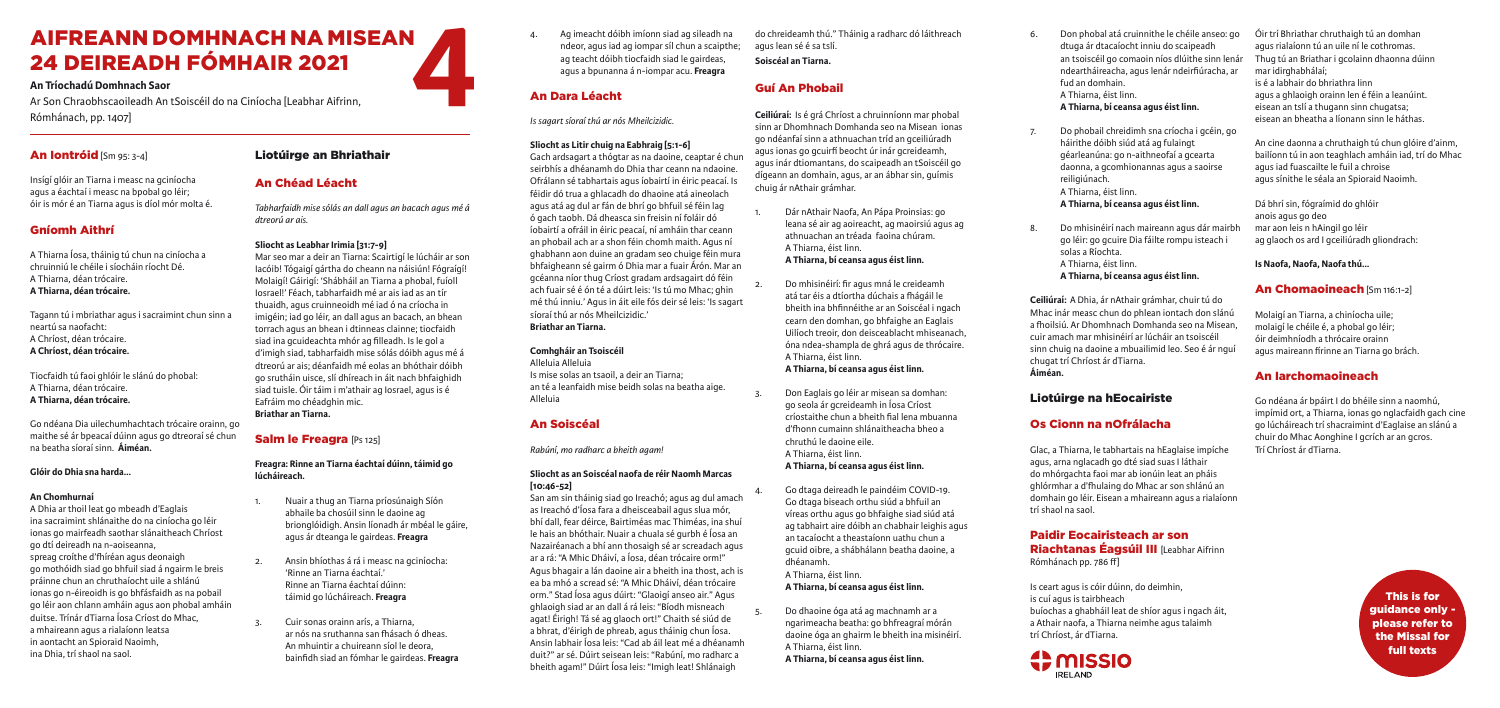# AIFREANN DOMHNACH NA MISEAN 24 DEIREADH FÓMHAIR 2021

**An Tríochadú Domhnach Saor**

Ar Son Chraobhscaoileadh An tSoiscéil do na Ciníocha [Leabhar Aifrinn, Rómhánach, pp. 1407]

## An Iontróid [Sm 95: 3-4]

Insígí glóir an Tiarna i measc na gciníocha
agus a éachtaí i measc na bpobal go léir;
óir is mór é an Tiarna agus is díol mór molta é.

## Gníomh Aithrí

A Thiarna Íosa, tháinig tú chun na ciníocha a chruinniú le chéile i síocháin ríocht Dé.
A Thiarna, déan trócaire.
**A Thiarna, déan trócaire.**

Tagann tú i mbriathar agus i sacraimint chun sinn a neartú sa naofacht:
A Chríost, déan trócaire.
**A Chríost, déan trócaire.**

Tiocfaidh tú faoi ghlóir le slánú do phobal:
A Thiarna, déan trócaire.
**A Thiarna, déan trócaire.**

Go ndéana Dia uilechumhachtach trócaire orainn, go maithe sé ár bpeacaí dúinn agus go dtreoraí sé chun na beatha síoraí sinn. **Áiméan.**

**Glóir do Dhia sna harda...**

**An Chomhurnaí**

A Dhia ar thoil leat go mbeadh d'Eaglais ina sacraimint shlánaithe do na ciníocha go léir ionas go mairfeadh saothar slánaitheach Chríost go dtí deireadh na n-aoiseanna, spreag croíthe d'fhiréan agus deonaigh go mothóidh siad go bhfuil siad á ngairm le breis práinne chun an chruthaíocht uile a shlánú ionas go n-éireoidh is go bhfásfaidh as na pobail go léir aon chlann amháin agus aon phobal amháin duitse. Trínár dTiarna Íosa Críost do Mhac, a mhaireann agus a rialaíonn leatsa in aontacht an Spioraid Naoimh, ina Dhia, trí shaol na saol.

## Liotúirge an Bhriathair

## An Chéad Léacht

*Tabharfaidh mise sólás an dall agus an bacach agus mé á dtreorú ar ais.*

**Sliocht as Leabhar Irimia [31:7-9]**

Mar seo mar a deir an Tiarna: Scairtigí le lúcháir ar son Iacóib! Tógaigí gártha do cheann na náisiún! Fógraigí! Molaigí! Cáirigí: 'Shábháil an Tiarna a phobal, fuíoll Iosrael!' Féach, tabharfaidh mé ar ais iad as an tír thuaidh, agus cruinneoidh mé iad ó na críocha in imigéin; iad go léir, an dall agus an bacach, an bhean torrach agus an bhean i dtinneas clainne; tiocfaidh siad ina gcuideachta mhór ag filleadh. Is le gol a d'imigh siad, tabharfaidh mise sólás dóibh agus mé á dtreorú ar ais; déanfaidh mé eolas an bhóthair dóibh go srutháin uisce, slí dhíreach in áit nach bhfaighidh siad tuisle. Óir táim i m'athair ag Iosrael, agus is é Eafráim mo chéadghin mic.
**Briathar an Tiarna.**

## Salm le Freagra [Ps 125]

**Freagra: Rinne an Tiarna éachtaí dúinn, táimid go lúcháireach.**

1. Nuair a thug an Tiarna príosúnaigh Síón abhaile ba chosúil sinn le daoine ag brionglóidigh. Ansin líonadh ár mbéal le gáire, agus ár dteanga le gairdeas. **Freagra**

2. Ansin bhíothas á rá i measc na gciníocha: 'Rinne an Tiarna éachtaí.' Rinne an Tiarna éachtaí dúinn: táimid go lúcháireach. **Freagra**

3. Cuir sonas orainn arís, a Thiarna, ar nós na sruthanna san fhásach ó dheas. An mhuintir a chuireann síol le deora, bainfidh siad an fómhar le gairdeas. **Freagra**

4. Ag imeacht dóibh imíonn siad ag sileadh na ndeor, agus iad ag iompar síl chun a scaipthe; ag teacht dóibh tiocfaidh siad le gairdeas, agus a bpunanna á n-iompar acu. **Freagra**

## An Dara Léacht

*Is sagart síoraí thú ar nós Mheilcizidic.*

**Sliocht as Litir chuig na hEabhraigh [5:1-6]**

Gach ardsagart a thógtar as na daoine, ceaptar é chun seirbhís a dhéanamh do Dhia thar ceann na ndaoine. Ofrálann sé tabhartais agus íobairtí in éiric peacaí. Is féidir dó trua a ghlacadh do dhaoine atá aineolach agus atá ag dul ar fán de bhrí go bhfuil sé féin lag ó gach taobh. Dá dheasca sin freisin ní foláir dó íobairtí a ofráil in éiric peacaí, ní amháin thar ceann an phobail ach ar a shon féin chomh maith. Agus ní ghabhann aon duine an gradam seo chuige féin mura bhfaigheann sé gairm ó Dhia mar a fuair Árón. Mar an gcéanna níor thug Críost gradam ardsagairt dó féin ach fuair sé é ón té a dúirt leis: 'Is tú mo Mhac; ghin mé thú inniu.' Agus in áit eile fós deir sé leis: 'Is sagart síoraí thú ar nós Mheilcizidic.'
**Briathar an Tiarna.**

**Comhgháir an Tsoiscéil**

Alleluia Alleluia
Is mise solas an tsaoil, a deir an Tiarna;
an té a leanfaidh mise beidh solas na beatha aige.
Alleluia

## An Soiscéal

*Rabúní, mo radharc a bheith agam!*

**Sliocht as an Soiscéal naofa de réir Naomh Marcas [10:46-52]**

San am sin tháinig siad go Ireachó; agus ag dul amach as Ireachó d'Íosa fara a dheisceabail agus slua mór, bhí dall, fear déirce, Bairtiméas mac Thiméas, ina shuí le hais an bhóthair. Nuair a chuala sé gurbh é Íosa an Nazairéanach a bhí ann thosaigh sé ar screadach agus ar a rá: "A Mhic Dháiví, a Íosa, déan trócaire orm!" Agus bhagair a lán daoine air a bheith ina thost, ach is ea ba mhó a scread sé: "A Mhic Dháiví, déan trócaire orm." Stad Íosa agus dúirt: "Glaoigí anseo air." Agus ghlaoigh siad ar an dall á rá leis: "Bíodh misneach agat! Éirigh! Tá sé ag glaoch ort!" Chaith sé uaidh a bhrat, d'éirigh de phreab, agus tháinig chun Íosa. Ansin labhair Íosa leis: "Cad ab áil leat mé a dhéanamh duit?" ar sé. Dúirt seisean leis: "Rabúní, mo radharc a bheith agam!" Dúirt Íosa leis: "Imigh leat! Shlánaigh do chreideamh thú." Fuair sé a radharc dó láithreach agus lean sé é sa tslí.
**Soiscéal an Tiarna.**

## Guí An Phobail

**Ceiliúraí:** Is é grá Chríost a chruinníonn mar phobal sinn ar Dhomhnach Domhanda seo na Misean ionas go ndéanfaí sinn a athnuachan tríd an gceiliúradh agus ionas go gcuirfí beocht úr inár gcreideamh, agus inár dtiomantas, do scaipeadh an tSoiscéil go dtí deireadh an domhain, agus, ar an ábhar sin, guímis chuig ár nAthair grámhar.

1. Dár nAthair Naofa, An Pápa Proinsias: go leana sé air ag aoireacht, ag maoirsiú agus ag athnuachan an tréada faoina chúram.
A Thiarna, éist linn.
**A Thiarna, bí ceansa agus éist linn.**

2. Do mhisinéirí: fir agus mná le creideamh atá tar éis a dtíortha dúchais a fhágáil le bheith ina bhfinnéithe ar an Soiscéal i ngach cearn den domhan, go bhfaighe an Eaglais Uilíoch treoir, don deisceablacht mhiseanach, óna ndea-shampla de ghrá agus de thrócaire.
A Thiarna, éist linn.
**A Thiarna, bí ceansa agus éist linn.**

3. Don Eaglais go léir ar misean sa domhan: go seola ár gcreideamh in Íosa Críost críostaithe chun a bheith fial lena mbuanna d'fhonn cumainn shlánaitheacha bheo a chruthú le daoine eile.
A Thiarna, éist linn.
**A Thiarna, bí ceansa agus éist linn.**

4. Go dtaga deireadh le paindéim COVID-19. Go dtaga biseach orthu siúd a bhfuil an víreas orthu agus go bhfaighe siad siúd atá ag tabhairt aire dóibh an chabhair leighis agus an tacaíocht a theastaíonn uathu chun a gcuid oibre, a shábhálann beatha daoine, a dhéanamh.
A Thiarna, éist linn.
**A Thiarna, bí ceansa agus éist linn.**

5. Do dhaoine óga atá ag machnamh ar a ngairmeacha beatha: go bhfreagraí mórán daoine óga an ghairm le bheith ina misinéirí.
A Thiarna, éist linn.
**A Thiarna, bí ceansa agus éist linn.**

6. Don phobal atá cruinnithe le chéile anseo: go dtuga ár dtacaíocht inniu do scaipeadh an tsoiscéil go comaoin níos dlúithe sinn lenár ndeartháireacha, agus lenár ndeirfiúracha, ar fud an domhain.
A Thiarna, éist linn.
**A Thiarna, bí ceansa agus éist linn.**

7. Do phobail chreidimh sna críocha i gcéin, go háirithe dóibh siúd atá ag fulaingt géarleanúna: go n-aithneofaí a gcearta daonna, a gcomhionannas agus a saoirse reiligiúnach.
A Thiarna, éist linn.
**A Thiarna, bí ceansa agus éist linn.**

8. Do mhisinéirí nach maireann agus dár mairbh go léir: go gcuire Dia fáilte rompu isteach i solas a Ríochta.
A Thiarna, éist linn.
**A Thiarna, bí ceansa agus éist linn.**

**Ceiliúraí:** A Dhia, ár nAthair grámhar, chuir tú do Mhac inár measc chun do phlean iontach don slánú a fhoilsiú. Ar Dhomhnach Domhanda seo na Misean, cuir amach mar mhisinéirí ár lúcháir an tsoiscéil sinn chuig na daoine a mbuailimid leo. Seo é ár nguí chugat trí Chríost ár dTiarna.
**Áiméan.**

## Liotúirge na hEocairiste

## Os Cionn na nOfrálacha

Glac, a Thiarna, le tabhartais na hEaglaise impíche agus, arna nglacadh go dté siad suas I láthair do mhórgachta faoi mar ab ionúin leat an pháis ghlórmhar a d'fhulaing do Mhac ar son shlánú an domhain go léir. Eisean a mhaireann agus a rialaíonn trí shaol na saol.

## Paidir Eocairisteach ar son Riachtanas Éagsúil III [Leabhar Aifrinn Rómhánach pp. 786 ff]

Is ceart agus is cóir dúinn, do deimhin,
is cuí agus is tairbheach
buíochas a ghabháil leat de shíor agus i ngach áit,
a Athair naofa, a Thiarna neimhe agus talaimh
trí Chríost, ár dTiarna.

Óir trí Bhriathar chruthaigh tú an domhan
agus rialaíonn tú an uile ní le cothromas.
Thug tú an Briathar i gcolainn dhaonna dúinn
mar idirghabhálaí;
is é a labhair do bhriathra linn
agus a ghlaoigh orainn len é féin a leanúint.
eisean an tslí a thugann sinn chugatsa;
eisean an bheatha a líonann sinn le háthas.

An cine daonna a chruthaigh tú chun glóire d'ainm,
bailíonn tú in aon teaghlach amháin iad, trí do Mhac
agus iad fuascailte le fuil a chroise
agus sínithe le séala an Spioraid Naoimh.

Dá bhrí sin, fógraímid do ghlóir
anois agus go deo
mar aon leis n hAingil go léir
ag glaoch os ard I gceiliúradh gliondrach:

**Is Naofa, Naofa, Naofa thú...**

## An Chomaoineach [Sm 116:1-2]

Molaigí an Tiarna, a chiníocha uile;
molaigí le chéile é, a phobal go léir;
óir deimhníodh a thrócaire orainn
agus maireann fírinne an Tiarna go brách.

## An Iarchomaoineach

Go ndéana ár bpáirt I do bhéile sinn a naomhú,
impímid ort, a Thiarna, ionas go nglacfaidh gach cine
go lúcháireach trí shacraimint d'Eaglaise an slánú a
chuir do Mhac Aonghine I gcrích ar an gcros.
Trí Chríost ár dTiarna.

MISSIO IRELAND

This is for guidance only - please refer to the Missal for full texts